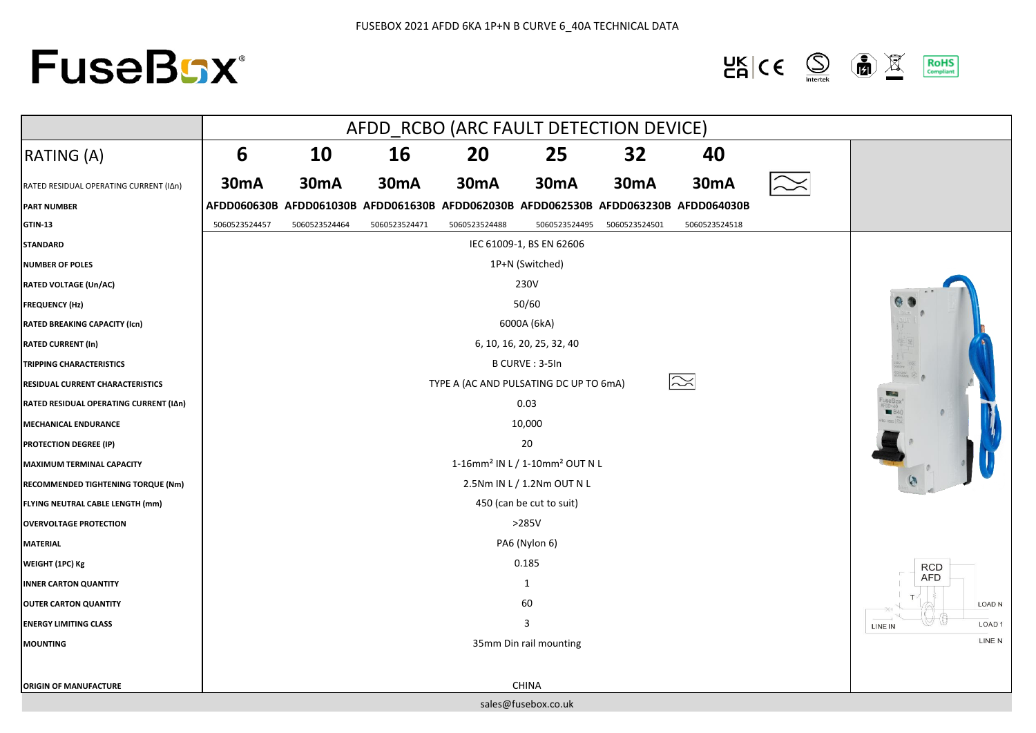FUSEBOX 2021 AFDD 6KA 1P+N B CURVE 6_40A TECHNICAL DATA

# FuseBox®

| | AFDD_RCBO (ARC FAULT DETECTION DEVICE) | | | | | | |
|---|---|---|---|---|---|---|---|
| RATING (A) | 6 | 10 | 16 | 20 | 25 | 32 | 40 |
| RATED RESIDUAL OPERATING CURRENT (IΔn) | 30mA | 30mA | 30mA | 30mA | 30mA | 30mA | 30mA |
| PART NUMBER | AFDD060630B | AFDD061030B | AFDD061630B | AFDD062030B | AFDD062530B | AFDD063230B | AFDD064030B |
| GTIN-13 | 5060523524457 | 5060523524464 | 5060523524471 | 5060523524488 | 5060523524495 | 5060523524501 | 5060523524518 |
| STANDARD | IEC 61009-1, BS EN 62606 | | | | | | |
| NUMBER OF POLES | 1P+N (Switched) | | | | | | |
| RATED VOLTAGE (Un/AC) | 230V | | | | | | |
| FREQUENCY (Hz) | 50/60 | | | | | | |
| RATED BREAKING CAPACITY (Icn) | 6000A (6kA) | | | | | | |
| RATED CURRENT (In) | 6, 10, 16, 20, 25, 32, 40 | | | | | | |
| TRIPPING CHARACTERISTICS | B CURVE : 3-5In | | | | | | |
| RESIDUAL CURRENT CHARACTERISTICS | TYPE A (AC AND PULSATING DC UP TO 6mA) | | | | | | |
| RATED RESIDUAL OPERATING CURRENT (IΔn) | 0.03 | | | | | | |
| MECHANICAL ENDURANCE | 10,000 | | | | | | |
| PROTECTION DEGREE (IP) | 20 | | | | | | |
| MAXIMUM TERMINAL CAPACITY | 1-16mm² IN L / 1-10mm² OUT N L | | | | | | |
| RECOMMENDED TIGHTENING TORQUE (Nm) | 2.5Nm IN L / 1.2Nm OUT N L | | | | | | |
| FLYING NEUTRAL CABLE LENGTH (mm) | 450 (can be cut to suit) | | | | | | |
| OVERVOLTAGE PROTECTION | >285V | | | | | | |
| MATERIAL | PA6 (Nylon 6) | | | | | | |
| WEIGHT (1PC) Kg | 0.185 | | | | | | |
| INNER CARTON QUANTITY | 1 | | | | | | |
| OUTER CARTON QUANTITY | 60 | | | | | | |
| ENERGY LIMITING CLASS | 3 | | | | | | |
| MOUNTING | 35mm Din rail mounting | | | | | | |
| ORIGIN OF MANUFACTURE | CHINA | | | | | | |

RCD AFD — T — LINE IN — LOAD N — LOAD 1 — LINE N

sales@fusebox.co.uk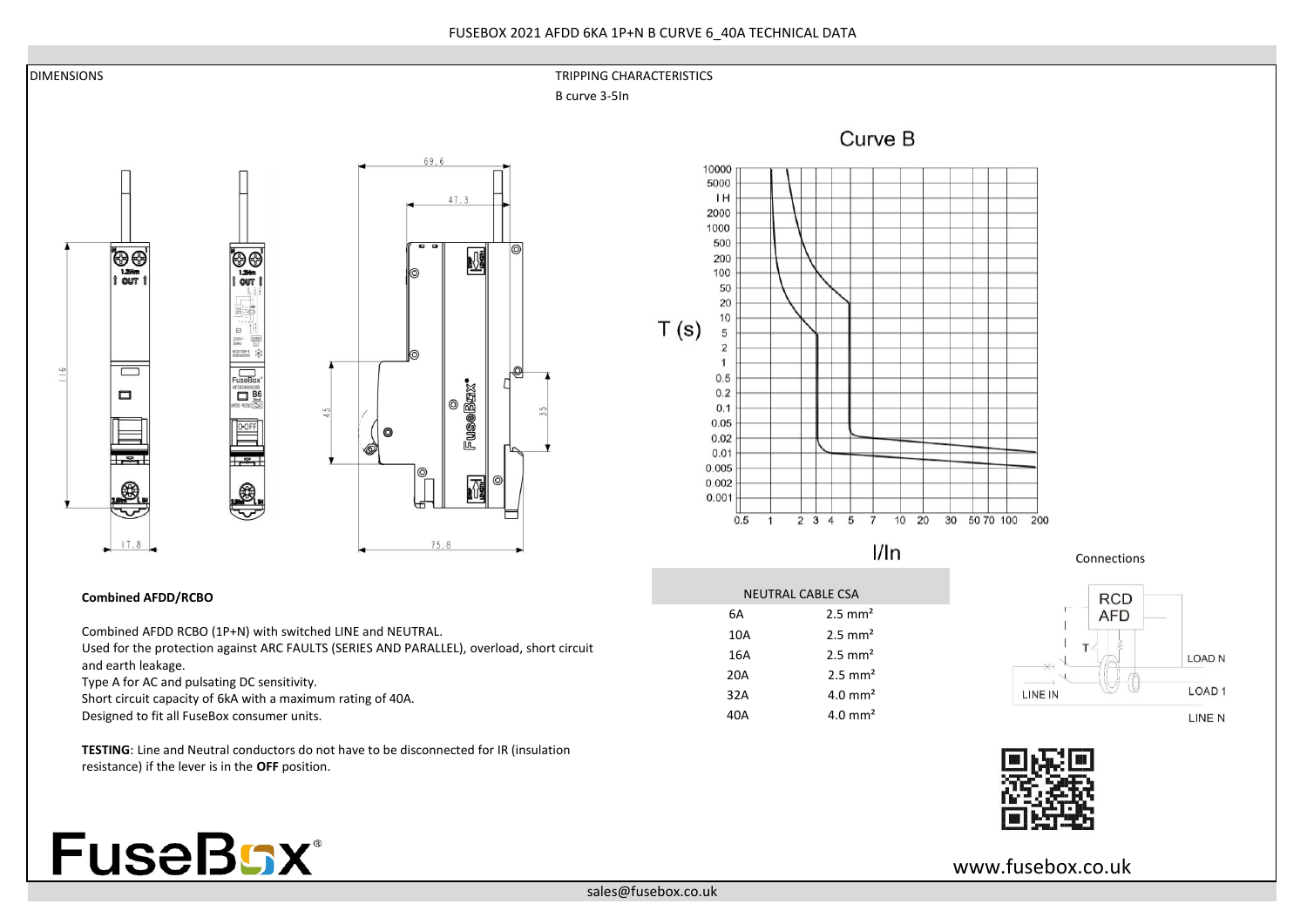# FUSEBOX 2021 AFDD 6KA 1P+N B CURVE 6_40A TECHNICAL DATA

## DIMENSIONS

## TRIPPING CHARACTERISTICS

B curve 3-5In

**Combined AFDD/RCBO**

Combined AFDD RCBO (1P+N) with switched LINE and NEUTRAL.
Used for the protection against ARC FAULTS (SERIES AND PARALLEL), overload, short circuit and earth leakage.
Type A for AC and pulsating DC sensitivity.
Short circuit capacity of 6kA with a maximum rating of 40A.
Designed to fit all FuseBox consumer units.

**TESTING**: Line and Neutral conductors do not have to be disconnected for IR (insulation resistance) if the lever is in the **OFF** position.

| NEUTRAL CABLE CSA | |
|---|---|
| 6A | 2.5 mm² |
| 10A | 2.5 mm² |
| 16A | 2.5 mm² |
| 20A | 2.5 mm² |
| 32A | 4.0 mm² |
| 40A | 4.0 mm² |

Connections

www.fusebox.co.uk

sales@fusebox.co.uk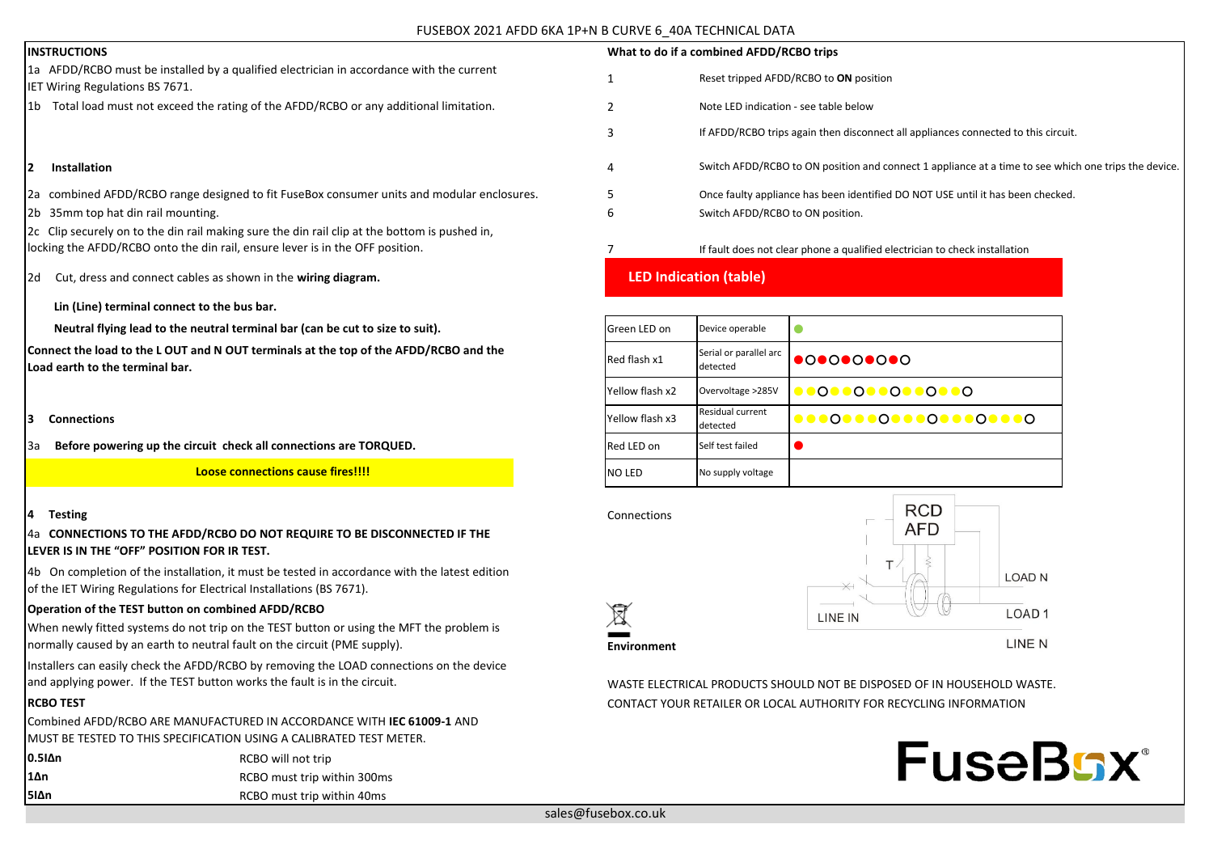# FUSEBOX 2021 AFDD 6KA 1P+N B CURVE 6_40A TECHNICAL DATA

## INSTRUCTIONS

1a AFDD/RCBO must be installed by a qualified electrician in accordance with the current IET Wiring Regulations BS 7671.

1b Total load must not exceed the rating of the AFDD/RCBO or any additional limitation.

## 2 Installation

2a combined AFDD/RCBO range designed to fit FuseBox consumer units and modular enclosures.

2b 35mm top hat din rail mounting.

2c Clip securely on to the din rail making sure the din rail clip at the bottom is pushed in, locking the AFDD/RCBO onto the din rail, ensure lever is in the OFF position.

2d Cut, dress and connect cables as shown in the **wiring diagram.**

**Lin (Line) terminal connect to the bus bar.**

**Neutral flying lead to the neutral terminal bar (can be cut to size to suit).**

**Connect the load to the L OUT and N OUT terminals at the top of the AFDD/RCBO and the Load earth to the terminal bar.**

## 3 Connections

3a **Before powering up the circuit check all connections are TORQUED.**

**Loose connections cause fires!!!!**

## 4 Testing

4a **CONNECTIONS TO THE AFDD/RCBO DO NOT REQUIRE TO BE DISCONNECTED IF THE LEVER IS IN THE "OFF" POSITION FOR IR TEST.**

4b On completion of the installation, it must be tested in accordance with the latest edition of the IET Wiring Regulations for Electrical Installations (BS 7671).

**Operation of the TEST button on combined AFDD/RCBO**

When newly fitted systems do not trip on the TEST button or using the MFT the problem is normally caused by an earth to neutral fault on the circuit (PME supply).

Installers can easily check the AFDD/RCBO by removing the LOAD connections on the device and applying power. If the TEST button works the fault is in the circuit.

**RCBO TEST**

Combined AFDD/RCBO ARE MANUFACTURED IN ACCORDANCE WITH **IEC 61009-1** AND MUST BE TESTED TO THIS SPECIFICATION USING A CALIBRATED TEST METER.

| | |
|---|---|
| **0.5IΔn** | RCBO will not trip |
| **1Δn** | RCBO must trip within 300ms |
| **5IΔn** | RCBO must trip within 40ms |

## What to do if a combined AFDD/RCBO trips

| | |
|---|---|
| 1 | Reset tripped AFDD/RCBO to **ON** position |
| 2 | Note LED indication - see table below |
| 3 | If AFDD/RCBO trips again then disconnect all appliances connected to this circuit. |
| 4 | Switch AFDD/RCBO to ON position and connect 1 appliance at a time to see which one trips the device. |
| 5 | Once faulty appliance has been identified DO NOT USE until it has been checked. |
| 6 | Switch AFDD/RCBO to ON position. |
| 7 | If fault does not clear phone a qualified electrician to check installation |

## LED Indication (table)

| | | |
|---|---|---|
| Green LED on | Device operable | ● |
| Red flash x1 | Serial or parallel arc detected | ●○●○●○●○ |
| Yellow flash x2 | Overvoltage >285V | ●●○●●○●●○●●○ |
| Yellow flash x3 | Residual current detected | ●●●○●●●○●●●○●●●○●●●○ |
| Red LED on | Self test failed | ● |
| NO LED | No supply voltage | |

Connections

RCD
AFD
T
LOAD N
LOAD 1
LINE IN
LINE N

**Environment**

WASTE ELECTRICAL PRODUCTS SHOULD NOT BE DISPOSED OF IN HOUSEHOLD WASTE.
CONTACT YOUR RETAILER OR LOCAL AUTHORITY FOR RECYCLING INFORMATION

FuseBox®

sales@fusebox.co.uk